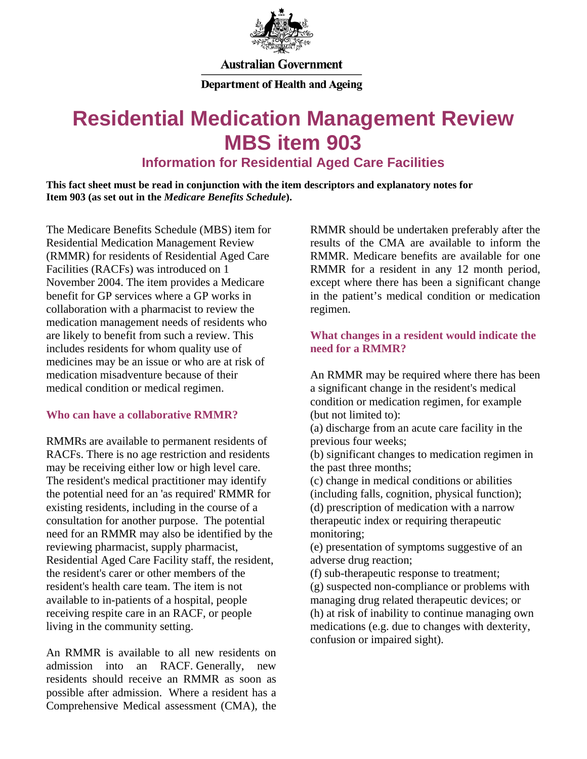**Australian Government**

**Department of Health and Ageing**

# Residential Medication Management Review MBS item 903

## Information for Residential Aged Care Facilities

**This fact sheet must be read in conjunction with the item descriptors and explanatory notes for Item 903 (as set out in the *Medicare Benefits Schedule*).**

The Medicare Benefits Schedule (MBS) item for Residential Medication Management Review (RMMR) for residents of Residential Aged Care Facilities (RACFs) was introduced on 1 November 2004. The item provides a Medicare benefit for GP services where a GP works in collaboration with a pharmacist to review the medication management needs of residents who are likely to benefit from such a review. This includes residents for whom quality use of medicines may be an issue or who are at risk of medication misadventure because of their medical condition or medical regimen.

### Who can have a collaborative RMMR?

RMMRs are available to permanent residents of RACFs. There is no age restriction and residents may be receiving either low or high level care. The resident's medical practitioner may identify the potential need for an 'as required' RMMR for existing residents, including in the course of a consultation for another purpose. The potential need for an RMMR may also be identified by the reviewing pharmacist, supply pharmacist, Residential Aged Care Facility staff, the resident, the resident's carer or other members of the resident's health care team. The item is not available to in-patients of a hospital, people receiving respite care in an RACF, or people living in the community setting.

An RMMR is available to all new residents on admission into an RACF. Generally, new residents should receive an RMMR as soon as possible after admission. Where a resident has a Comprehensive Medical assessment (CMA), the RMMR should be undertaken preferably after the results of the CMA are available to inform the RMMR. Medicare benefits are available for one RMMR for a resident in any 12 month period, except where there has been a significant change in the patient's medical condition or medication regimen.

### What changes in a resident would indicate the need for a RMMR?

An RMMR may be required where there has been a significant change in the resident's medical condition or medication regimen, for example (but not limited to):

(a) discharge from an acute care facility in the previous four weeks;
(b) significant changes to medication regimen in the past three months;
(c) change in medical conditions or abilities (including falls, cognition, physical function);
(d) prescription of medication with a narrow therapeutic index or requiring therapeutic monitoring;
(e) presentation of symptoms suggestive of an adverse drug reaction;
(f) sub-therapeutic response to treatment;
(g) suspected non-compliance or problems with managing drug related therapeutic devices; or
(h) at risk of inability to continue managing own medications (e.g. due to changes with dexterity, confusion or impaired sight).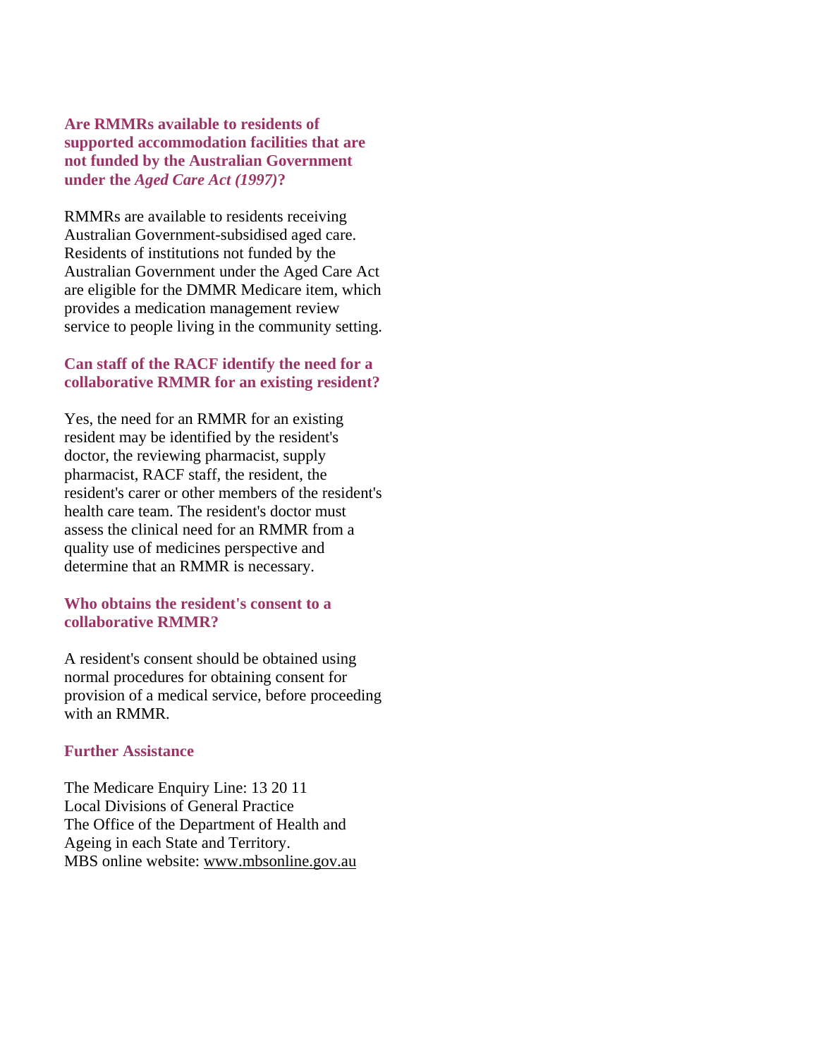### Are RMMRs available to residents of supported accommodation facilities that are not funded by the Australian Government under the *Aged Care Act (1997)*?

RMMRs are available to residents receiving Australian Government-subsidised aged care. Residents of institutions not funded by the Australian Government under the Aged Care Act are eligible for the DMMR Medicare item, which provides a medication management review service to people living in the community setting.

### Can staff of the RACF identify the need for a collaborative RMMR for an existing resident?

Yes, the need for an RMMR for an existing resident may be identified by the resident's doctor, the reviewing pharmacist, supply pharmacist, RACF staff, the resident, the resident's carer or other members of the resident's health care team. The resident's doctor must assess the clinical need for an RMMR from a quality use of medicines perspective and determine that an RMMR is necessary.

### Who obtains the resident's consent to a collaborative RMMR?

A resident's consent should be obtained using normal procedures for obtaining consent for provision of a medical service, before proceeding with an RMMR.

### Further Assistance

The Medicare Enquiry Line: 13 20 11
Local Divisions of General Practice
The Office of the Department of Health and Ageing in each State and Territory.
MBS online website: www.mbsonline.gov.au